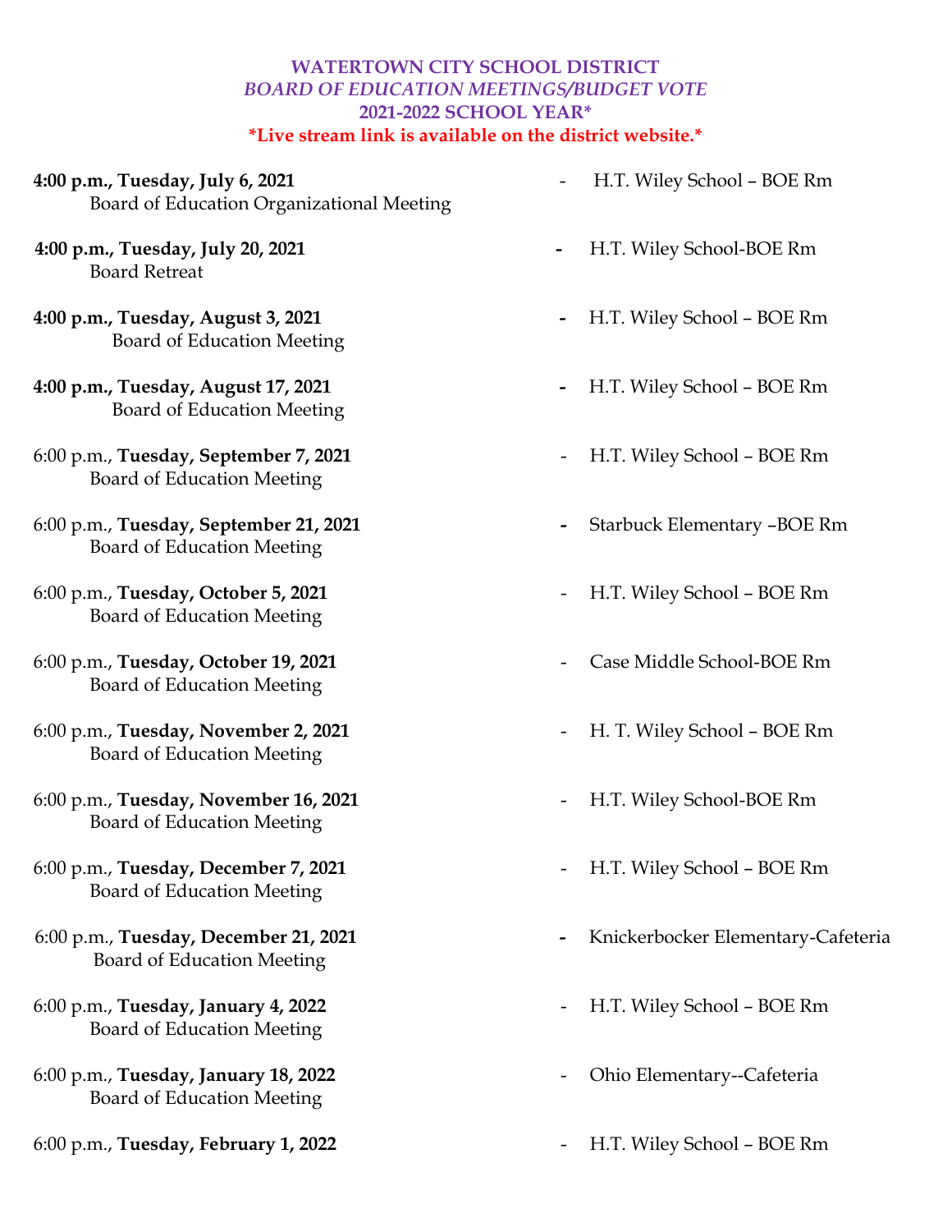**WATERTOWN CITY SCHOOL DISTRICT**
***BOARD OF EDUCATION MEETINGS/BUDGET VOTE***
**2021-2022 SCHOOL YEAR***
***Live stream link is available on the district website.***

**4:00 p.m., Tuesday, July 6, 2021** - H.T. Wiley School – BOE Rm
Board of Education Organizational Meeting

**4:00 p.m., Tuesday, July 20, 2021** - H.T. Wiley School-BOE Rm
Board Retreat

**4:00 p.m., Tuesday, August 3, 2021** - H.T. Wiley School – BOE Rm
Board of Education Meeting

**4:00 p.m., Tuesday, August 17, 2021** - H.T. Wiley School – BOE Rm
Board of Education Meeting

6:00 p.m., **Tuesday, September 7, 2021** - H.T. Wiley School – BOE Rm
Board of Education Meeting

6:00 p.m., **Tuesday, September 21, 2021** - Starbuck Elementary –BOE Rm
Board of Education Meeting

6:00 p.m., **Tuesday, October 5, 2021** - H.T. Wiley School – BOE Rm
Board of Education Meeting

6:00 p.m., **Tuesday, October 19, 2021** - Case Middle School-BOE Rm
Board of Education Meeting

6:00 p.m., **Tuesday, November 2, 2021** - H. T. Wiley School – BOE Rm
Board of Education Meeting

6:00 p.m., **Tuesday, November 16, 2021** - H.T. Wiley School-BOE Rm
Board of Education Meeting

6:00 p.m., **Tuesday, December 7, 2021** - H.T. Wiley School – BOE Rm
Board of Education Meeting

6:00 p.m., **Tuesday, December 21, 2021** - Knickerbocker Elementary-Cafeteria
Board of Education Meeting

6:00 p.m., **Tuesday, January 4, 2022** - H.T. Wiley School – BOE Rm
Board of Education Meeting

6:00 p.m., **Tuesday, January 18, 2022** - Ohio Elementary--Cafeteria
Board of Education Meeting

6:00 p.m., **Tuesday, February 1, 2022** - H.T. Wiley School – BOE Rm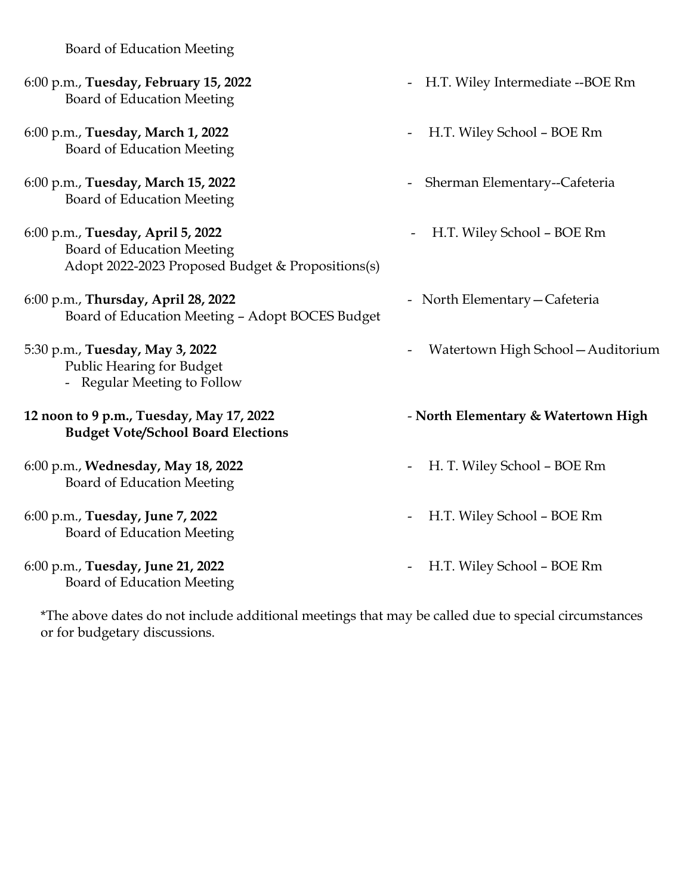Board of Education Meeting

6:00 p.m., **Tuesday, February 15, 2022** - H.T. Wiley Intermediate --BOE Rm
Board of Education Meeting

6:00 p.m., **Tuesday, March 1, 2022** - H.T. Wiley School – BOE Rm
Board of Education Meeting

6:00 p.m., **Tuesday, March 15, 2022** - Sherman Elementary--Cafeteria
Board of Education Meeting

6:00 p.m., **Tuesday, April 5, 2022** - H.T. Wiley School – BOE Rm
Board of Education Meeting
Adopt 2022-2023 Proposed Budget & Propositions(s)

6:00 p.m., **Thursday, April 28, 2022** - North Elementary—Cafeteria
Board of Education Meeting – Adopt BOCES Budget

5:30 p.m., **Tuesday, May 3, 2022** - Watertown High School—Auditorium
Public Hearing for Budget
- Regular Meeting to Follow

**12 noon to 9 p.m., Tuesday, May 17, 2022** - **North Elementary & Watertown High**
**Budget Vote/School Board Elections**

6:00 p.m., **Wednesday, May 18, 2022** - H. T. Wiley School – BOE Rm
Board of Education Meeting

6:00 p.m., **Tuesday, June 7, 2022** - H.T. Wiley School – BOE Rm
Board of Education Meeting

6:00 p.m., **Tuesday, June 21, 2022** - H.T. Wiley School – BOE Rm
Board of Education Meeting

*The above dates do not include additional meetings that may be called due to special circumstances or for budgetary discussions.